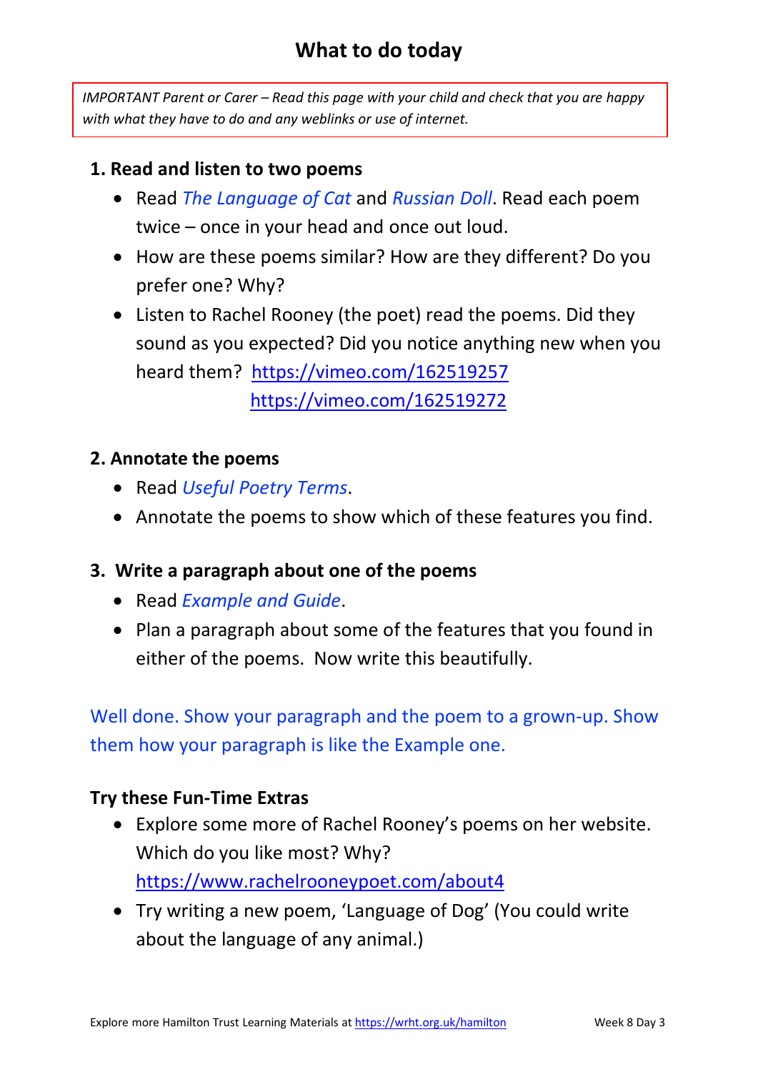# What to do today

*IMPORTANT Parent or Carer – Read this page with your child and check that you are happy with what they have to do and any weblinks or use of internet.*

## 1. Read and listen to two poems

- Read *The Language of Cat* and *Russian Doll*. Read each poem twice – once in your head and once out loud.
- How are these poems similar? How are they different? Do you prefer one? Why?
- Listen to Rachel Rooney (the poet) read the poems. Did they sound as you expected? Did you notice anything new when you heard them? https://vimeo.com/162519257 https://vimeo.com/162519272

## 2. Annotate the poems

- Read *Useful Poetry Terms*.
- Annotate the poems to show which of these features you find.

## 3. Write a paragraph about one of the poems

- Read *Example and Guide*.
- Plan a paragraph about some of the features that you found in either of the poems. Now write this beautifully.

Well done. Show your paragraph and the poem to a grown-up. Show them how your paragraph is like the Example one.

## Try these Fun-Time Extras

- Explore some more of Rachel Rooney's poems on her website. Which do you like most? Why? https://www.rachelrooneypoet.com/about4
- Try writing a new poem, 'Language of Dog' (You could write about the language of any animal.)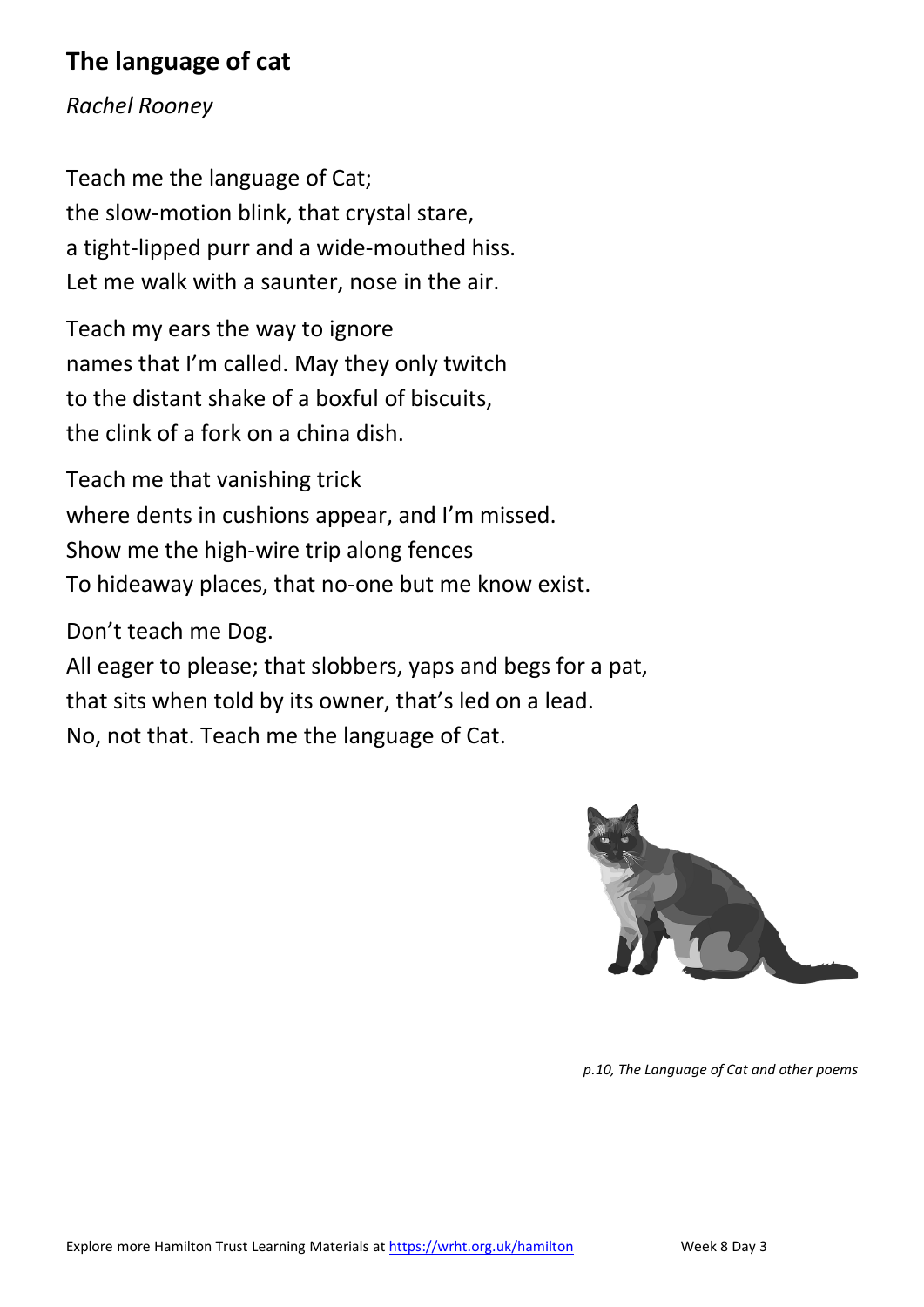## The language of cat

*Rachel Rooney*

Teach me the language of Cat;
the slow-motion blink, that crystal stare,
a tight-lipped purr and a wide-mouthed hiss.
Let me walk with a saunter, nose in the air.

Teach my ears the way to ignore
names that I'm called. May they only twitch
to the distant shake of a boxful of biscuits,
the clink of a fork on a china dish.

Teach me that vanishing trick
where dents in cushions appear, and I'm missed.
Show me the high-wire trip along fences
To hideaway places, that no-one but me know exist.

Don't teach me Dog.
All eager to please; that slobbers, yaps and begs for a pat,
that sits when told by its owner, that's led on a lead.
No, not that. Teach me the language of Cat.

*p.10, The Language of Cat and other poems*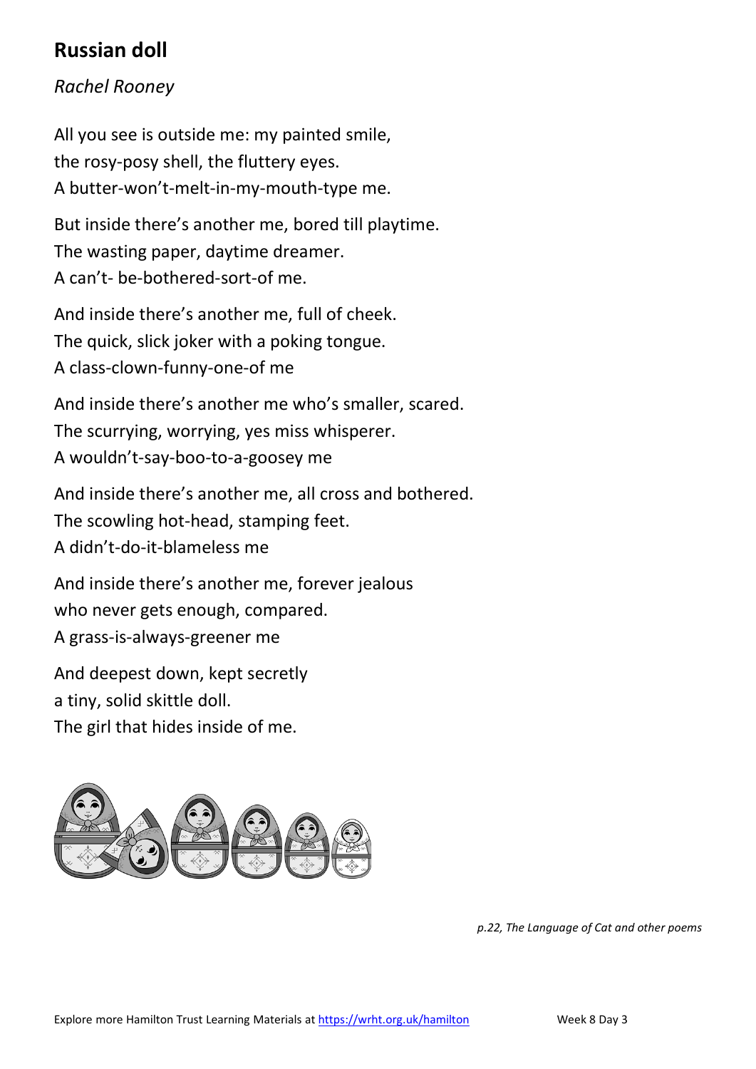# Russian doll

*Rachel Rooney*

All you see is outside me: my painted smile,
the rosy-posy shell, the fluttery eyes.
A butter-won't-melt-in-my-mouth-type me.

But inside there's another me, bored till playtime.
The wasting paper, daytime dreamer.
A can't- be-bothered-sort-of me.

And inside there's another me, full of cheek.
The quick, slick joker with a poking tongue.
A class-clown-funny-one-of me

And inside there's another me who's smaller, scared.
The scurrying, worrying, yes miss whisperer.
A wouldn't-say-boo-to-a-goosey me

And inside there's another me, all cross and bothered.
The scowling hot-head, stamping feet.
A didn't-do-it-blameless me

And inside there's another me, forever jealous
who never gets enough, compared.
A grass-is-always-greener me

And deepest down, kept secretly
a tiny, solid skittle doll.
The girl that hides inside of me.

*p.22, The Language of Cat and other poems*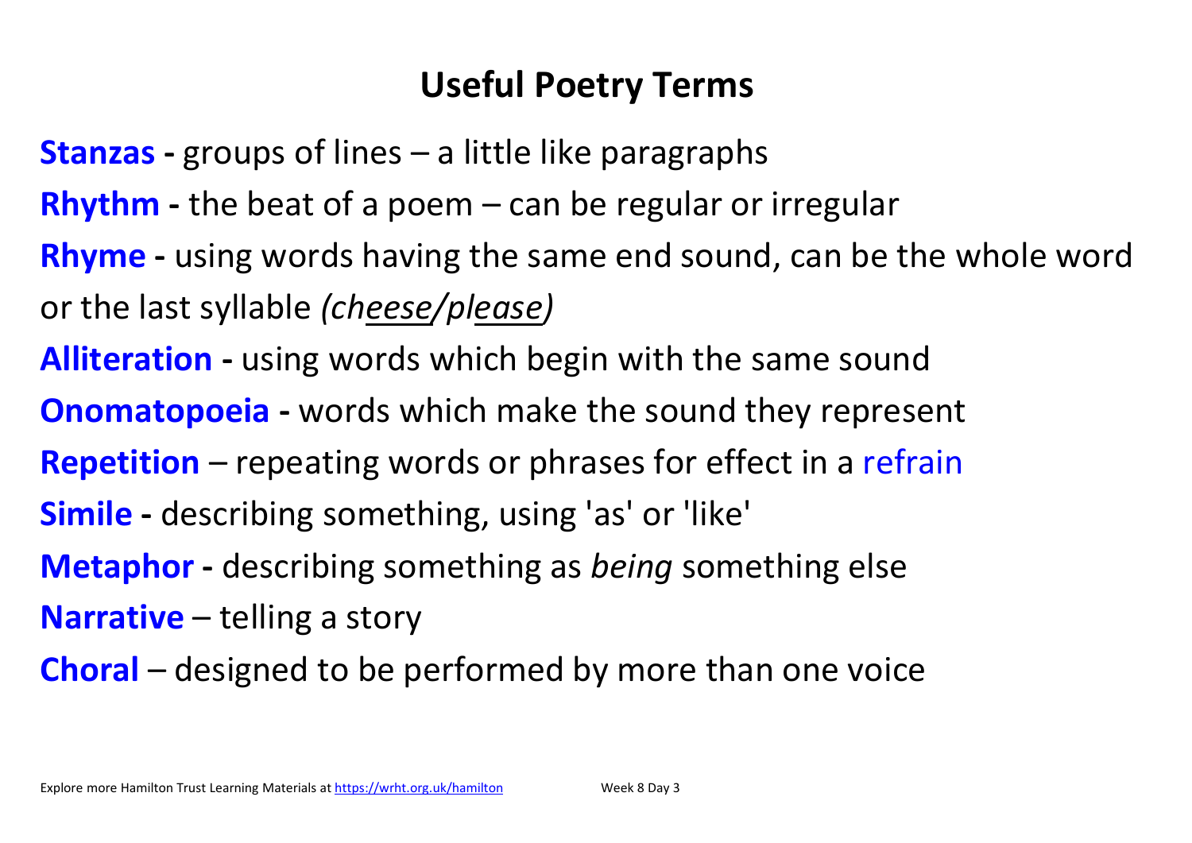# Useful Poetry Terms

**Stanzas -** groups of lines – a little like paragraphs

**Rhythm -** the beat of a poem – can be regular or irregular

**Rhyme -** using words having the same end sound, can be the whole word or the last syllable *(cheese/please)*

**Alliteration -** using words which begin with the same sound

**Onomatopoeia -** words which make the sound they represent

**Repetition** – repeating words or phrases for effect in a refrain

**Simile -** describing something, using 'as' or 'like'

**Metaphor -** describing something as *being* something else

**Narrative** – telling a story

**Choral** – designed to be performed by more than one voice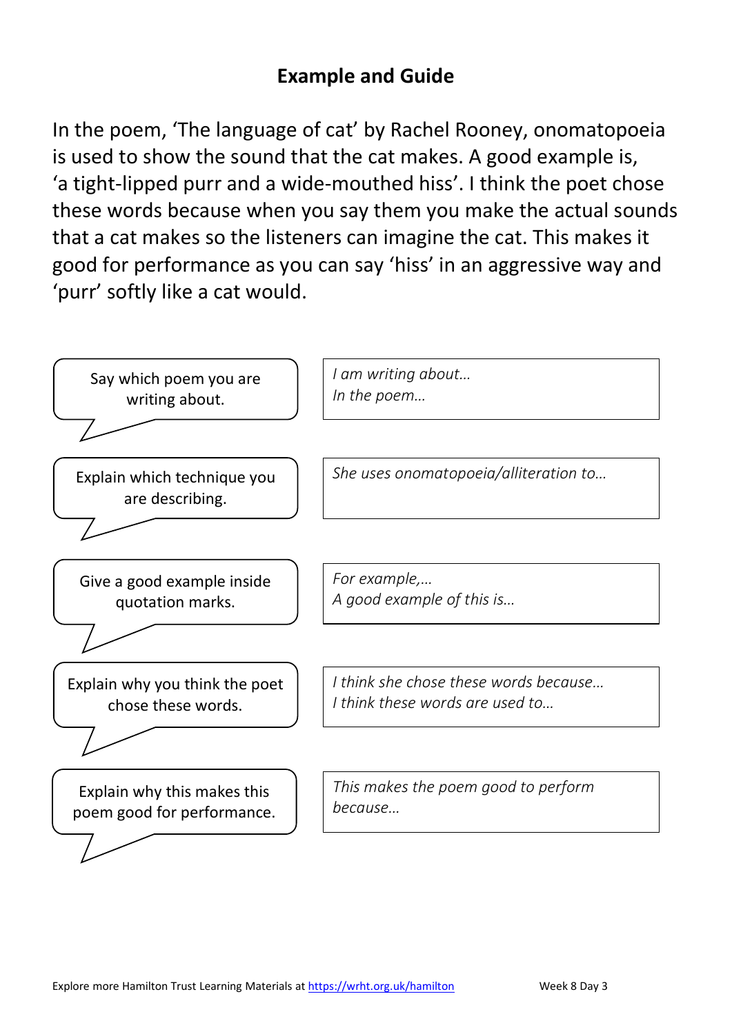## Example and Guide

In the poem, 'The language of cat' by Rachel Rooney, onomatopoeia is used to show the sound that the cat makes. A good example is, 'a tight-lipped purr and a wide-mouthed hiss'. I think the poet chose these words because when you say them you make the actual sounds that a cat makes so the listeners can imagine the cat. This makes it good for performance as you can say 'hiss' in an aggressive way and 'purr' softly like a cat would.

| Guide | Sentence starters |
| --- | --- |
| Say which poem you are writing about. | *I am writing about…*<br>*In the poem…* |
| Explain which technique you are describing. | *She uses onomatopoeia/alliteration to…* |
| Give a good example inside quotation marks. | *For example,…*<br>*A good example of this is…* |
| Explain why you think the poet chose these words. | *I think she chose these words because…*<br>*I think these words are used to…* |
| Explain why this makes this poem good for performance. | *This makes the poem good to perform because…* |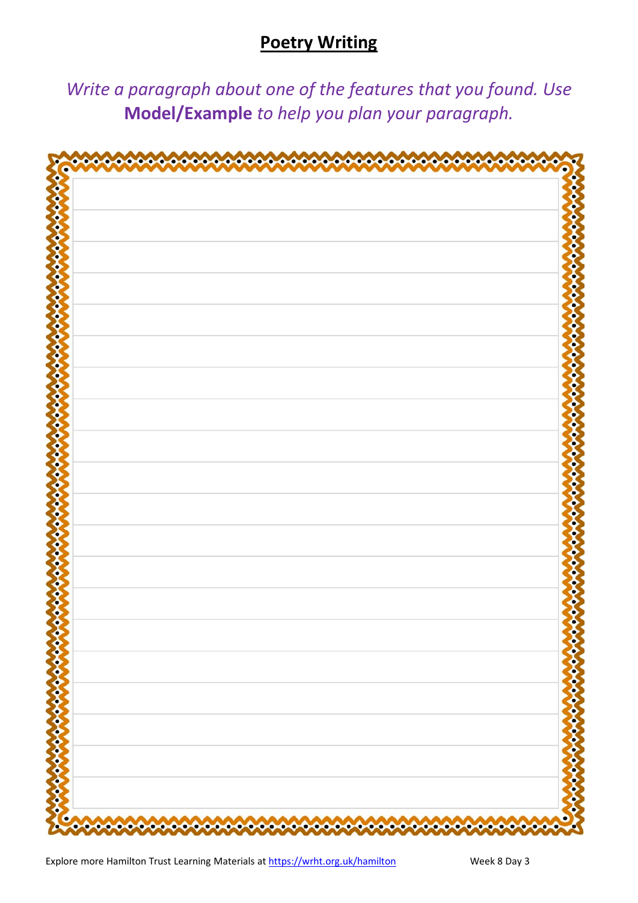# **Poetry Writing**

*Write a paragraph about one of the features that you found. Use* **Model/Example** *to help you plan your paragraph.*